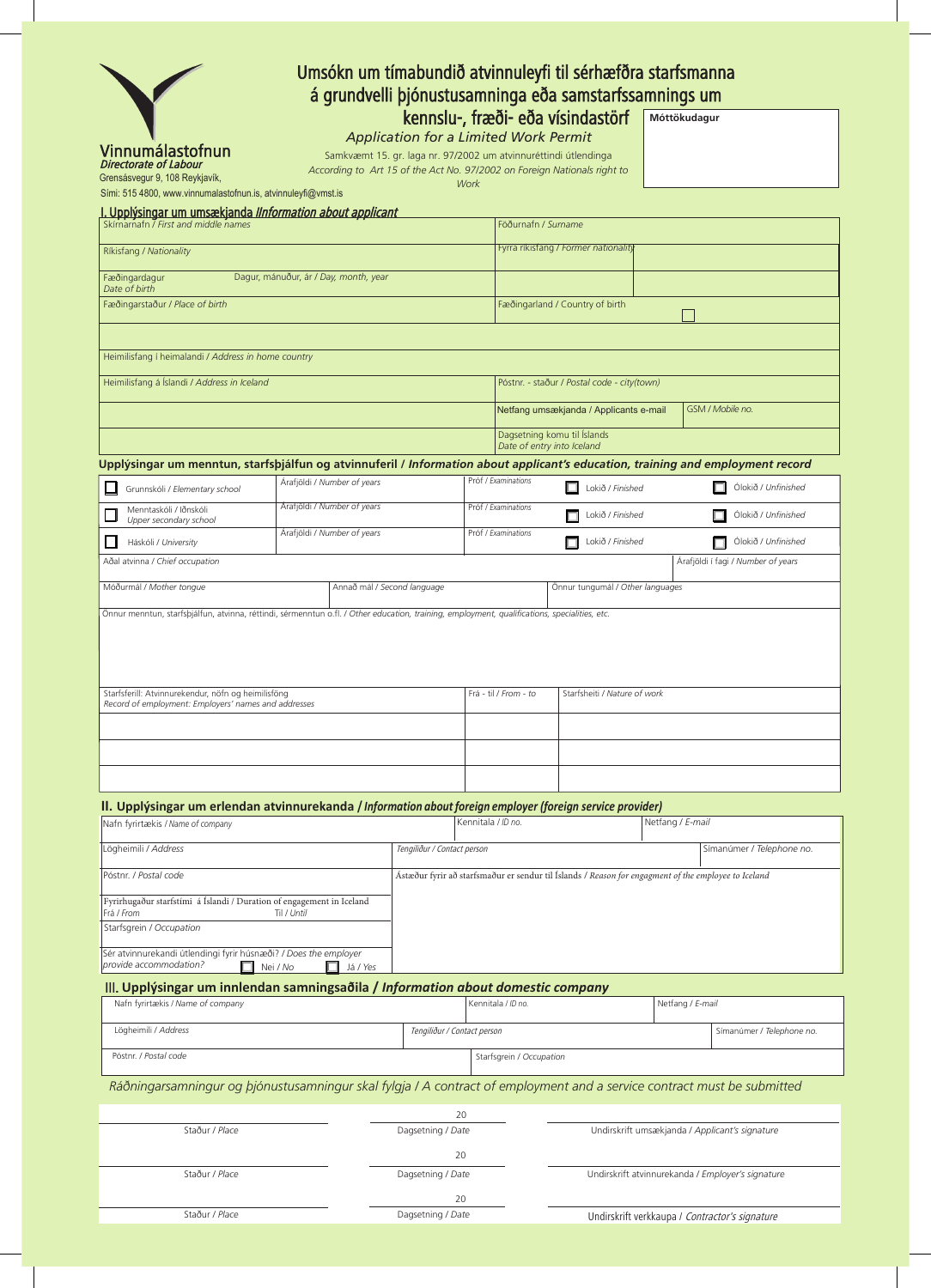Vinnumálastofnun
*Directorate of Labour*
Grensásvegur 9, 108 Reykjavík,
Sími: 515 4800, www.vinnumalastofnun.is, atvinnuleyfi@vmst.is

# Umsókn um tímabundið atvinnuleyfi til sérhæfðra starfsmanna á grundvelli þjónustusamninga eða samstarfssamnings um kennslu-, fræði- eða vísindastörf

*Application for a Limited Work Permit*

Samkvæmt 15. gr. laga nr. 97/2002 um atvinnuréttindi útlendinga
*According to Art 15 of the Act No. 97/2002 on Foreign Nationals right to Work*

**Móttökudagur**

## I. Upplýsingar um umsækjanda / *Information about applicant*

| | |
|---|---|
| Skírnarnafn / *First and middle names* | Föðurnafn / *Surname* |
| Ríkisfang / *Nationality* | Fyrra ríkisfang / *Former nationality* |
| Fæðingardagur *Date of birth* — Dagur, mánuður, ár / *Day, month, year* | |
| Fæðingarstaður / *Place of birth* | Fæðingarland / Country of birth ☐ |
| | |
| Heimilisfang í heimalandi / *Address in home country* | |
| Heimilisfang á Íslandi / *Address in Iceland* | Póstnr. - staður / *Postal code - city(town)* |
| | Netfang umsækjanda / Applicants e-mail — GSM / *Mobile no.* |
| | Dagsetning komu til Íslands *Date of entry into Iceland* |

**Upplýsingar um menntun, starfsþjálfun og atvinnuferil / *Information about applicant's education, training and employment record***

| | | | | |
|---|---|---|---|---|
| ☐ Grunnskóli / *Elementary school* | Árafjöldi / *Number of years* | Próf / *Examinations* | ☐ Lokið / *Finished* | ☐ Ólokið / *Unfinished* |
| ☐ Menntaskóli / Iðnskóli *Upper secondary school* | Árafjöldi / *Number of years* | Próf / *Examinations* | ☐ Lokið / *Finished* | ☐ Ólokið / *Unfinished* |
| ☐ Háskóli / *University* | Árafjöldi / *Number of years* | Próf / *Examinations* | ☐ Lokið / *Finished* | ☐ Ólokið / *Unfinished* |

| | |
|---|---|
| Aðal atvinna / *Chief occupation* | Árafjöldi í fagi / *Number of years* |

| | | |
|---|---|---|
| Móðurmál / *Mother tongue* | Annað mál / *Second language* | Önnur tungumál / *Other languages* |

Önnur menntun, starfsþjálfun, atvinna, réttindi, sérmenntun o.fl. / *Other education, training, employment, qualifications, specialities, etc.*

| Starfsferill: Atvinnurekendur, nöfn og heimilisföng *Record of employment: Employers' names and addresses* | Frá - til / *From - to* | Starfsheiti / *Nature of work* |
|---|---|---|
| | | |
| | | |
| | | |

## II. Upplýsingar um erlendan atvinnurekanda / *Information about foreign employer (foreign service provider)*

| | | |
|---|---|---|
| Nafn fyrirtækis / *Name of company* | Kennitala / *ID no.* | Netfang / *E-mail* |
| Lögheimili / *Address* | Tengiliður / *Contact person* | Símanúmer / *Telephone no.* |
| Póstnr. / *Postal code* | Ástæður fyrir að starfsmaður er sendur til Íslands / *Reason for engagment of the employee to Iceland* | |
| Fyrirhugaður starfstími á Íslandi / Duration of engagement in Iceland — Frá / *From* — Til / *Until* | | |
| Starfsgrein / *Occupation* | | |
| Sér atvinnurekandi útlendingi fyrir húsnæði? / *Does the employer provide accommodation?* ☐ Nei / *No* ☐ Já / *Yes* | | |

## III. Upplýsingar um innlendan samningsaðila / *Information about domestic company*

| | | |
|---|---|---|
| Nafn fyrirtækis / *Name of company* | Kennitala / *ID no.* | Netfang / *E-mail* |
| Lögheimili / *Address* | Tengiliður / *Contact person* | Símanúmer / *Telephone no.* |
| Póstnr. / *Postal code* | Starfsgrein / *Occupation* | |

*Ráðningarsamningur og þjónustusamningur skal fylgja / A contract of employment and a service contract must be submitted*

| | | |
|---|---|---|
| | 20 | |
| Staður / *Place* | Dagsetning / *Date* | Undirskrift umsækjanda / *Applicant's signature* |
| | 20 | |
| Staður / *Place* | Dagsetning / *Date* | Undirskrift atvinnurekanda / *Employer's signature* |
| | 20 | |
| Staður / *Place* | Dagsetning / *Date* | Undirskrift verkkaupa / *Contractor's signature* |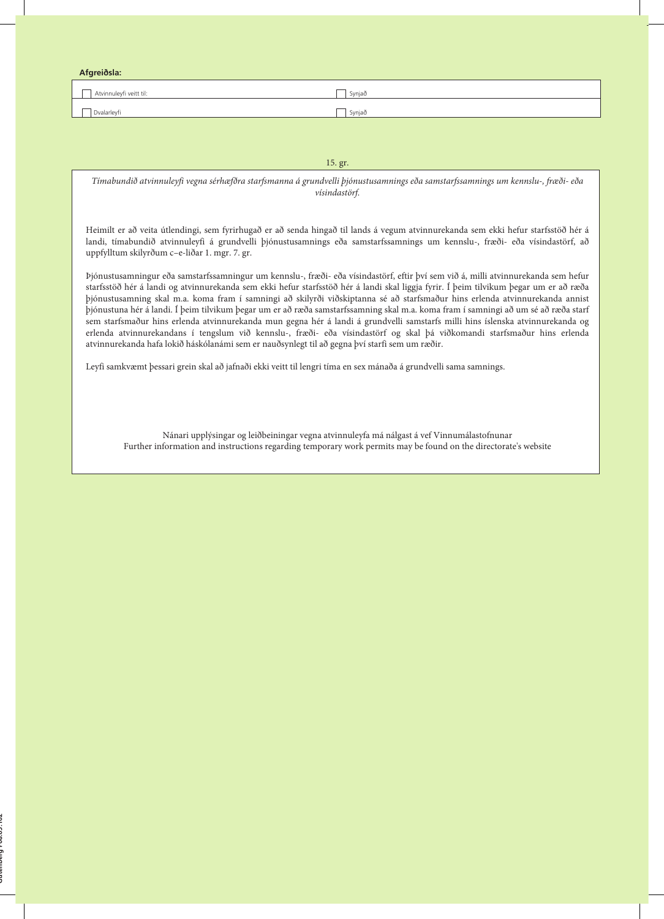**Afgreiðsla:**

| | |
|---|---|
| ☐ Atvinnuleyfi veitt til: | ☐ Synjað |
| ☐ Dvalarleyfi | ☐ Synjað |

15. gr.

*Tímabundið atvinnuleyfi vegna sérhæfðra starfsmanna á grundvelli þjónustusamnings eða samstarfssamnings um kennslu-, fræði- eða vísindastörf.*

Heimilt er að veita útlendingi, sem fyrirhugað er að senda hingað til lands á vegum atvinnurekanda sem ekki hefur starfsstöð hér á landi, tímabundið atvinnuleyfi á grundvelli þjónustusamnings eða samstarfssamnings um kennslu-, fræði- eða vísindastörf, að uppfylltum skilyrðum c–e-liðar 1. mgr. 7. gr.

Þjónustusamningur eða samstarfssamningur um kennslu-, fræði- eða vísindastörf, eftir því sem við á, milli atvinnurekanda sem hefur starfsstöð hér á landi og atvinnurekanda sem ekki hefur starfsstöð hér á landi skal liggja fyrir. Í þeim tilvikum þegar um er að ræða þjónustusamning skal m.a. koma fram í samningi að skilyrði viðskiptanna sé að starfsmaður hins erlenda atvinnurekanda annist þjónustuna hér á landi. Í þeim tilvikum þegar um er að ræða samstarfssamning skal m.a. koma fram í samningi að um sé að ræða starf sem starfsmaður hins erlenda atvinnurekanda mun gegna hér á landi á grundvelli samstarfs milli hins íslenska atvinnurekanda og erlenda atvinnurekandans í tengslum við kennslu-, fræði- eða vísindastörf og skal þá viðkomandi starfsmaður hins erlenda atvinnurekanda hafa lokið háskólanámi sem er nauðsynlegt til að gegna því starfi sem um ræðir.

Leyfi samkvæmt þessari grein skal að jafnaði ekki veitt til lengri tíma en sex mánaða á grundvelli sama samnings.

Nánari upplýsingar og leiðbeiningar vegna atvinnuleyfa má nálgast á vef Vinnumálastofnunar
Further information and instructions regarding temporary work permits may be found on the directorate's website